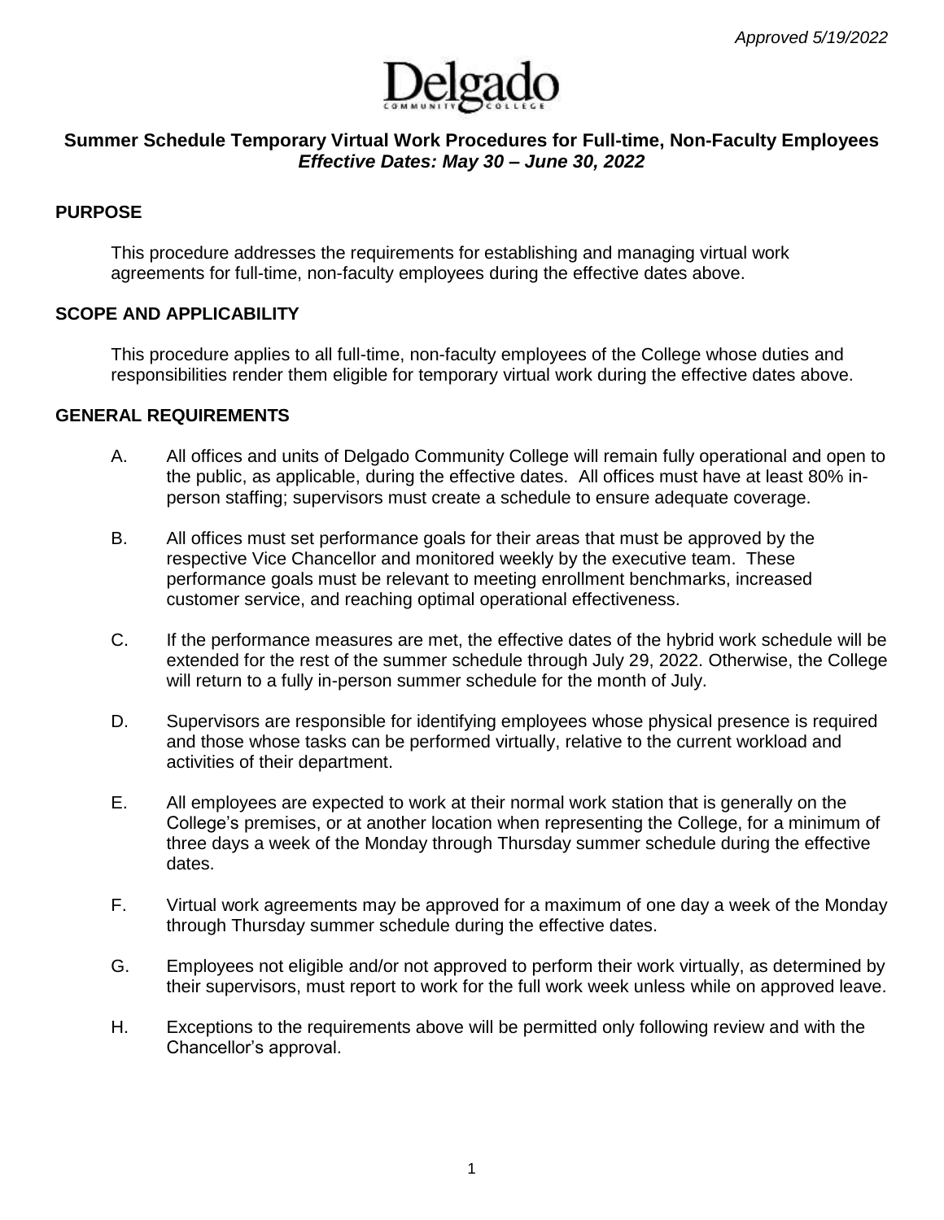*Approved 5/19/2022*

Delgado COMMUNITY COLLEGE

## Summer Schedule Temporary Virtual Work Procedures for Full-time, Non-Faculty Employees
### *Effective Dates: May 30 – June 30, 2022*

## PURPOSE

This procedure addresses the requirements for establishing and managing virtual work agreements for full-time, non-faculty employees during the effective dates above.

## SCOPE AND APPLICABILITY

This procedure applies to all full-time, non-faculty employees of the College whose duties and responsibilities render them eligible for temporary virtual work during the effective dates above.

## GENERAL REQUIREMENTS

A. All offices and units of Delgado Community College will remain fully operational and open to the public, as applicable, during the effective dates. All offices must have at least 80% in-person staffing; supervisors must create a schedule to ensure adequate coverage.

B. All offices must set performance goals for their areas that must be approved by the respective Vice Chancellor and monitored weekly by the executive team. These performance goals must be relevant to meeting enrollment benchmarks, increased customer service, and reaching optimal operational effectiveness.

C. If the performance measures are met, the effective dates of the hybrid work schedule will be extended for the rest of the summer schedule through July 29, 2022. Otherwise, the College will return to a fully in-person summer schedule for the month of July.

D. Supervisors are responsible for identifying employees whose physical presence is required and those whose tasks can be performed virtually, relative to the current workload and activities of their department.

E. All employees are expected to work at their normal work station that is generally on the College's premises, or at another location when representing the College, for a minimum of three days a week of the Monday through Thursday summer schedule during the effective dates.

F. Virtual work agreements may be approved for a maximum of one day a week of the Monday through Thursday summer schedule during the effective dates.

G. Employees not eligible and/or not approved to perform their work virtually, as determined by their supervisors, must report to work for the full work week unless while on approved leave.

H. Exceptions to the requirements above will be permitted only following review and with the Chancellor's approval.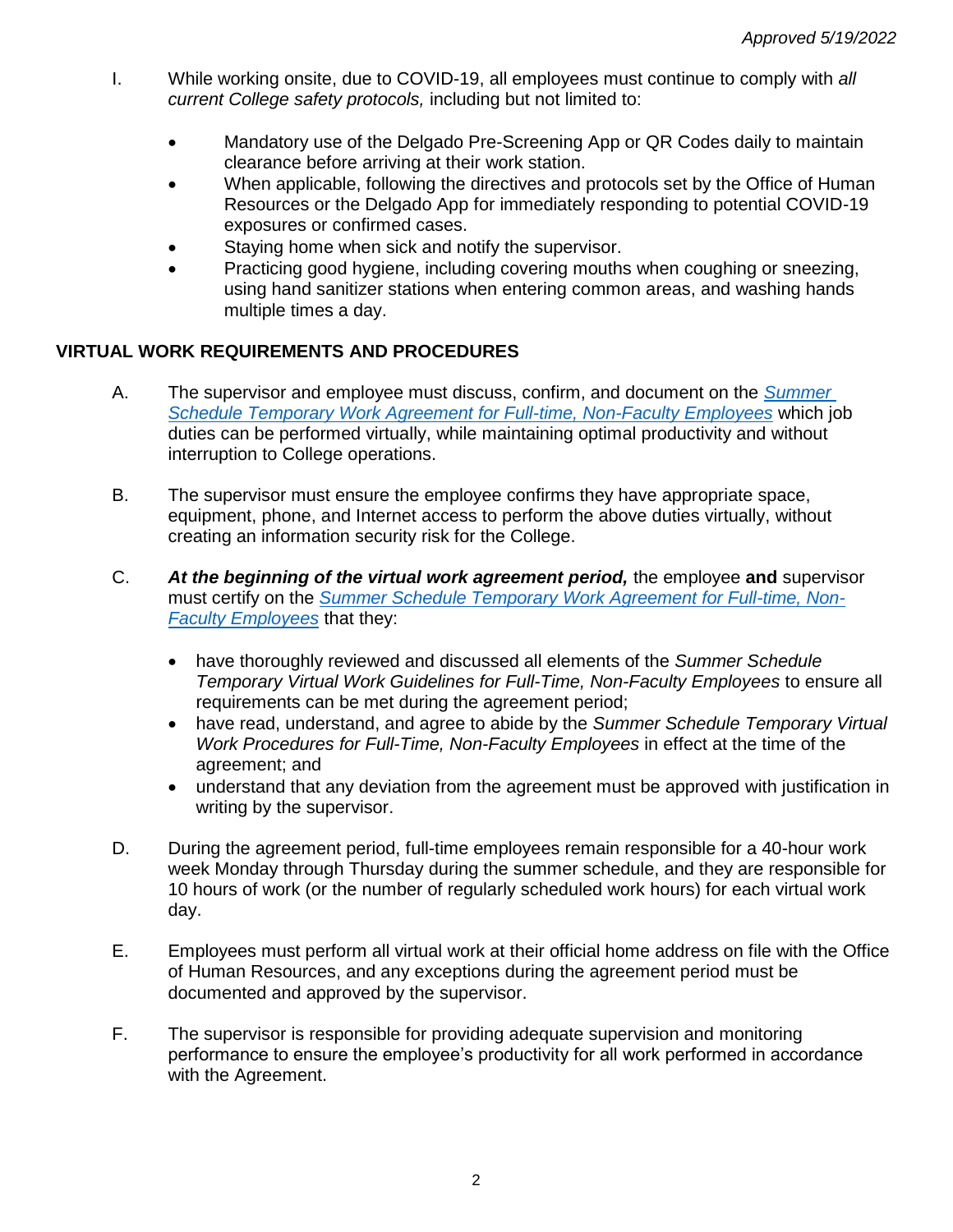I. While working onsite, due to COVID-19, all employees must continue to comply with *all current College safety protocols,* including but not limited to:

- Mandatory use of the Delgado Pre-Screening App or QR Codes daily to maintain clearance before arriving at their work station.
- When applicable, following the directives and protocols set by the Office of Human Resources or the Delgado App for immediately responding to potential COVID-19 exposures or confirmed cases.
- Staying home when sick and notify the supervisor.
- Practicing good hygiene, including covering mouths when coughing or sneezing, using hand sanitizer stations when entering common areas, and washing hands multiple times a day.

## VIRTUAL WORK REQUIREMENTS AND PROCEDURES

A. The supervisor and employee must discuss, confirm, and document on the *Summer Schedule Temporary Work Agreement for Full-time, Non-Faculty Employees* which job duties can be performed virtually, while maintaining optimal productivity and without interruption to College operations.

B. The supervisor must ensure the employee confirms they have appropriate space, equipment, phone, and Internet access to perform the above duties virtually, without creating an information security risk for the College.

C. ***At the beginning of the virtual work agreement period,*** the employee **and** supervisor must certify on the *Summer Schedule Temporary Work Agreement for Full-time, Non-Faculty Employees* that they:

- have thoroughly reviewed and discussed all elements of the *Summer Schedule Temporary Virtual Work Guidelines for Full-Time, Non-Faculty Employees* to ensure all requirements can be met during the agreement period;
- have read, understand, and agree to abide by the *Summer Schedule Temporary Virtual Work Procedures for Full-Time, Non-Faculty Employees* in effect at the time of the agreement; and
- understand that any deviation from the agreement must be approved with justification in writing by the supervisor.

D. During the agreement period, full-time employees remain responsible for a 40-hour work week Monday through Thursday during the summer schedule, and they are responsible for 10 hours of work (or the number of regularly scheduled work hours) for each virtual work day.

E. Employees must perform all virtual work at their official home address on file with the Office of Human Resources, and any exceptions during the agreement period must be documented and approved by the supervisor.

F. The supervisor is responsible for providing adequate supervision and monitoring performance to ensure the employee's productivity for all work performed in accordance with the Agreement.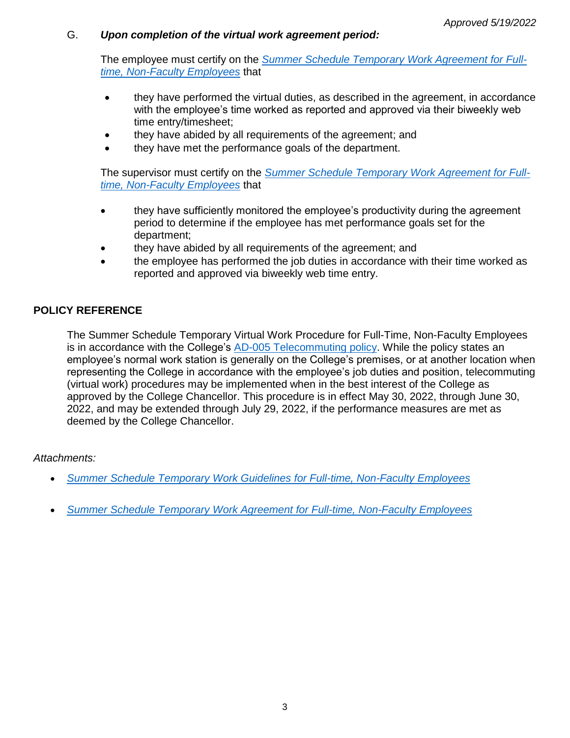G. ***Upon completion of the virtual work agreement period:***

The employee must certify on the *Summer Schedule Temporary Work Agreement for Full-time, Non-Faculty Employees* that

- they have performed the virtual duties, as described in the agreement, in accordance with the employee's time worked as reported and approved via their biweekly web time entry/timesheet;
- they have abided by all requirements of the agreement; and
- they have met the performance goals of the department.

The supervisor must certify on the *Summer Schedule Temporary Work Agreement for Full-time, Non-Faculty Employees* that

- they have sufficiently monitored the employee's productivity during the agreement period to determine if the employee has met performance goals set for the department;
- they have abided by all requirements of the agreement; and
- the employee has performed the job duties in accordance with their time worked as reported and approved via biweekly web time entry.

## POLICY REFERENCE

The Summer Schedule Temporary Virtual Work Procedure for Full-Time, Non-Faculty Employees is in accordance with the College's AD-005 Telecommuting policy. While the policy states an employee's normal work station is generally on the College's premises, or at another location when representing the College in accordance with the employee's job duties and position, telecommuting (virtual work) procedures may be implemented when in the best interest of the College as approved by the College Chancellor. This procedure is in effect May 30, 2022, through June 30, 2022, and may be extended through July 29, 2022, if the performance measures are met as deemed by the College Chancellor.

*Attachments:*

- *Summer Schedule Temporary Work Guidelines for Full-time, Non-Faculty Employees*
- *Summer Schedule Temporary Work Agreement for Full-time, Non-Faculty Employees*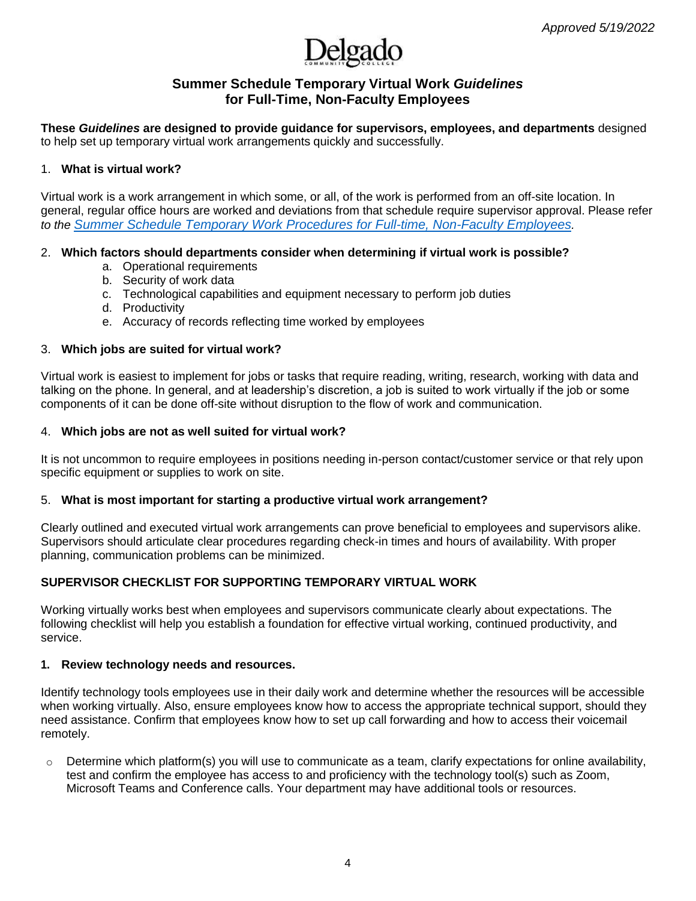*Approved 5/19/2022*

Delgado

## Summary Schedule Temporary Virtual Work *Guidelines* for Full-Time, Non-Faculty Employees

**These *Guidelines* are designed to provide guidance for supervisors, employees, and departments** designed to help set up temporary virtual work arrangements quickly and successfully.

1. **What is virtual work?**

Virtual work is a work arrangement in which some, or all, of the work is performed from an off-site location. In general, regular office hours are worked and deviations from that schedule require supervisor approval. Please refer *to the Summer Schedule Temporary Work Procedures for Full-time, Non-Faculty Employees.*

2. **Which factors should departments consider when determining if virtual work is possible?**
   a. Operational requirements
   b. Security of work data
   c. Technological capabilities and equipment necessary to perform job duties
   d. Productivity
   e. Accuracy of records reflecting time worked by employees

3. **Which jobs are suited for virtual work?**

Virtual work is easiest to implement for jobs or tasks that require reading, writing, research, working with data and talking on the phone. In general, and at leadership's discretion, a job is suited to work virtually if the job or some components of it can be done off-site without disruption to the flow of work and communication.

4. **Which jobs are not as well suited for virtual work?**

It is not uncommon to require employees in positions needing in-person contact/customer service or that rely upon specific equipment or supplies to work on site.

5. **What is most important for starting a productive virtual work arrangement?**

Clearly outlined and executed virtual work arrangements can prove beneficial to employees and supervisors alike. Supervisors should articulate clear procedures regarding check-in times and hours of availability. With proper planning, communication problems can be minimized.

### SUPERVISOR CHECKLIST FOR SUPPORTING TEMPORARY VIRTUAL WORK

Working virtually works best when employees and supervisors communicate clearly about expectations. The following checklist will help you establish a foundation for effective virtual working, continued productivity, and service.

**1. Review technology needs and resources.**

Identify technology tools employees use in their daily work and determine whether the resources will be accessible when working virtually. Also, ensure employees know how to access the appropriate technical support, should they need assistance. Confirm that employees know how to set up call forwarding and how to access their voicemail remotely.

- Determine which platform(s) you will use to communicate as a team, clarify expectations for online availability, test and confirm the employee has access to and proficiency with the technology tool(s) such as Zoom, Microsoft Teams and Conference calls. Your department may have additional tools or resources.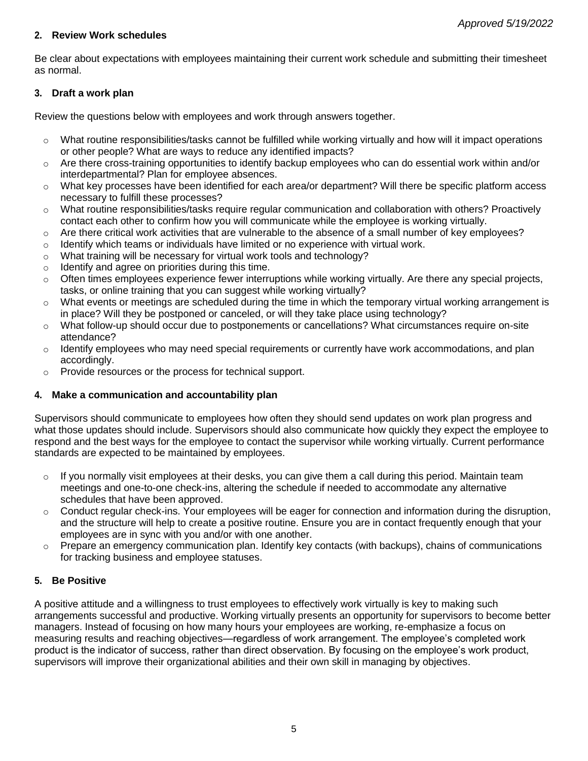*Approved 5/19/2022*

### 2. Review Work schedules

Be clear about expectations with employees maintaining their current work schedule and submitting their timesheet as normal.

### 3. Draft a work plan

Review the questions below with employees and work through answers together.

- What routine responsibilities/tasks cannot be fulfilled while working virtually and how will it impact operations or other people? What are ways to reduce any identified impacts?
- Are there cross-training opportunities to identify backup employees who can do essential work within and/or interdepartmental? Plan for employee absences.
- What key processes have been identified for each area/or department? Will there be specific platform access necessary to fulfill these processes?
- What routine responsibilities/tasks require regular communication and collaboration with others? Proactively contact each other to confirm how you will communicate while the employee is working virtually.
- Are there critical work activities that are vulnerable to the absence of a small number of key employees?
- Identify which teams or individuals have limited or no experience with virtual work.
- What training will be necessary for virtual work tools and technology?
- Identify and agree on priorities during this time.
- Often times employees experience fewer interruptions while working virtually. Are there any special projects, tasks, or online training that you can suggest while working virtually?
- What events or meetings are scheduled during the time in which the temporary virtual working arrangement is in place? Will they be postponed or canceled, or will they take place using technology?
- What follow-up should occur due to postponements or cancellations? What circumstances require on-site attendance?
- Identify employees who may need special requirements or currently have work accommodations, and plan accordingly.
- Provide resources or the process for technical support.

### 4. Make a communication and accountability plan

Supervisors should communicate to employees how often they should send updates on work plan progress and what those updates should include. Supervisors should also communicate how quickly they expect the employee to respond and the best ways for the employee to contact the supervisor while working virtually. Current performance standards are expected to be maintained by employees.

- If you normally visit employees at their desks, you can give them a call during this period. Maintain team meetings and one-to-one check-ins, altering the schedule if needed to accommodate any alternative schedules that have been approved.
- Conduct regular check-ins. Your employees will be eager for connection and information during the disruption, and the structure will help to create a positive routine. Ensure you are in contact frequently enough that your employees are in sync with you and/or with one another.
- Prepare an emergency communication plan. Identify key contacts (with backups), chains of communications for tracking business and employee statuses.

### 5. Be Positive

A positive attitude and a willingness to trust employees to effectively work virtually is key to making such arrangements successful and productive. Working virtually presents an opportunity for supervisors to become better managers. Instead of focusing on how many hours your employees are working, re-emphasize a focus on measuring results and reaching objectives—regardless of work arrangement. The employee's completed work product is the indicator of success, rather than direct observation. By focusing on the employee's work product, supervisors will improve their organizational abilities and their own skill in managing by objectives.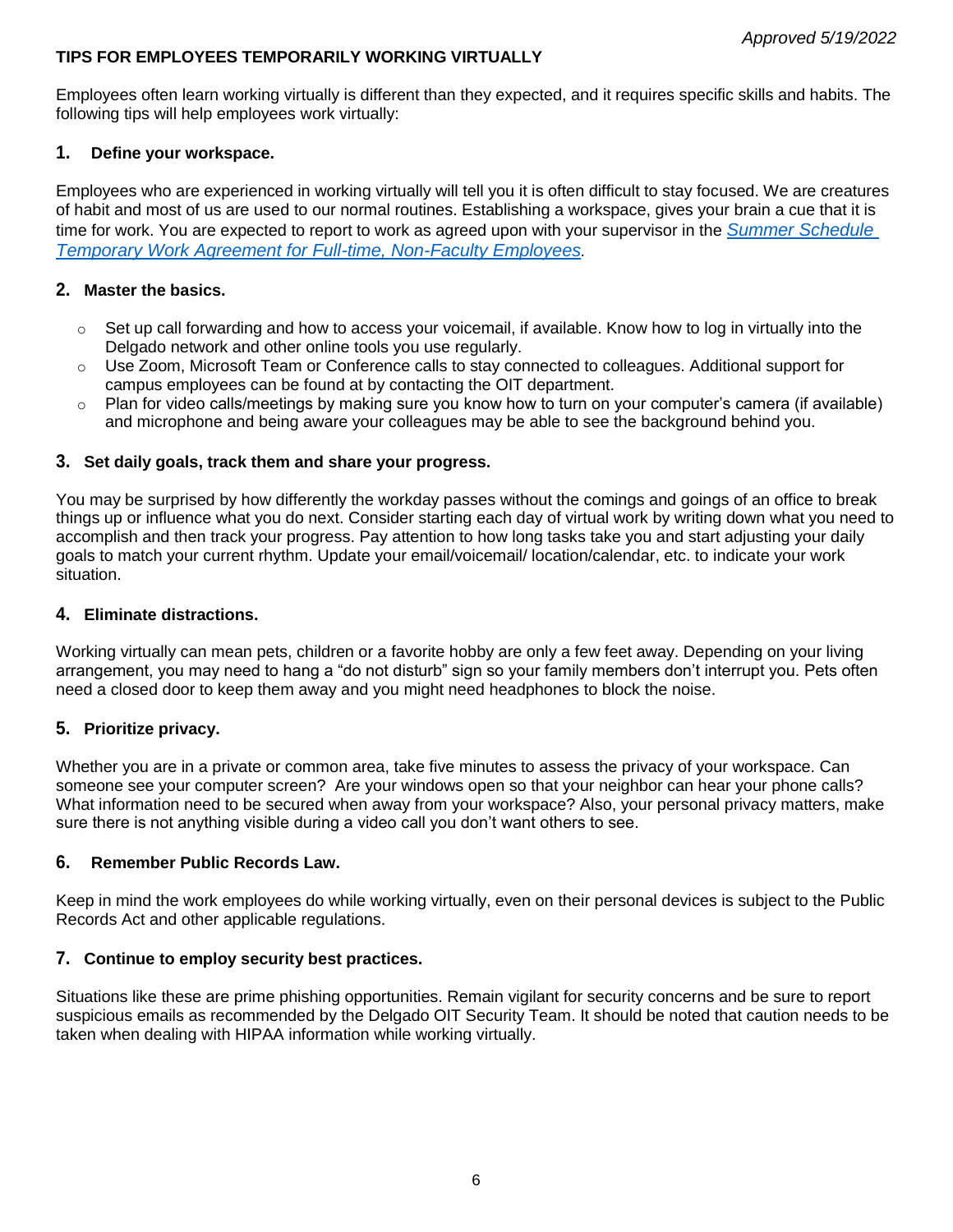*Approved 5/19/2022*

**TIPS FOR EMPLOYEES TEMPORARILY WORKING VIRTUALLY**

Employees often learn working virtually is different than they expected, and it requires specific skills and habits. The following tips will help employees work virtually:

### 1. Define your workspace.

Employees who are experienced in working virtually will tell you it is often difficult to stay focused. We are creatures of habit and most of us are used to our normal routines. Establishing a workspace, gives your brain a cue that it is time for work. You are expected to report to work as agreed upon with your supervisor in the *Summer Schedule Temporary Work Agreement for Full-time, Non-Faculty Employees.*

### 2. Master the basics.

- Set up call forwarding and how to access your voicemail, if available. Know how to log in virtually into the Delgado network and other online tools you use regularly.
- Use Zoom, Microsoft Team or Conference calls to stay connected to colleagues. Additional support for campus employees can be found at by contacting the OIT department.
- Plan for video calls/meetings by making sure you know how to turn on your computer's camera (if available) and microphone and being aware your colleagues may be able to see the background behind you.

### 3. Set daily goals, track them and share your progress.

You may be surprised by how differently the workday passes without the comings and goings of an office to break things up or influence what you do next. Consider starting each day of virtual work by writing down what you need to accomplish and then track your progress. Pay attention to how long tasks take you and start adjusting your daily goals to match your current rhythm. Update your email/voicemail/ location/calendar, etc. to indicate your work situation.

### 4. Eliminate distractions.

Working virtually can mean pets, children or a favorite hobby are only a few feet away. Depending on your living arrangement, you may need to hang a "do not disturb" sign so your family members don't interrupt you. Pets often need a closed door to keep them away and you might need headphones to block the noise.

### 5. Prioritize privacy.

Whether you are in a private or common area, take five minutes to assess the privacy of your workspace. Can someone see your computer screen? Are your windows open so that your neighbor can hear your phone calls? What information need to be secured when away from your workspace? Also, your personal privacy matters, make sure there is not anything visible during a video call you don't want others to see.

### 6. Remember Public Records Law.

Keep in mind the work employees do while working virtually, even on their personal devices is subject to the Public Records Act and other applicable regulations.

### 7. Continue to employ security best practices.

Situations like these are prime phishing opportunities. Remain vigilant for security concerns and be sure to report suspicious emails as recommended by the Delgado OIT Security Team. It should be noted that caution needs to be taken when dealing with HIPAA information while working virtually.